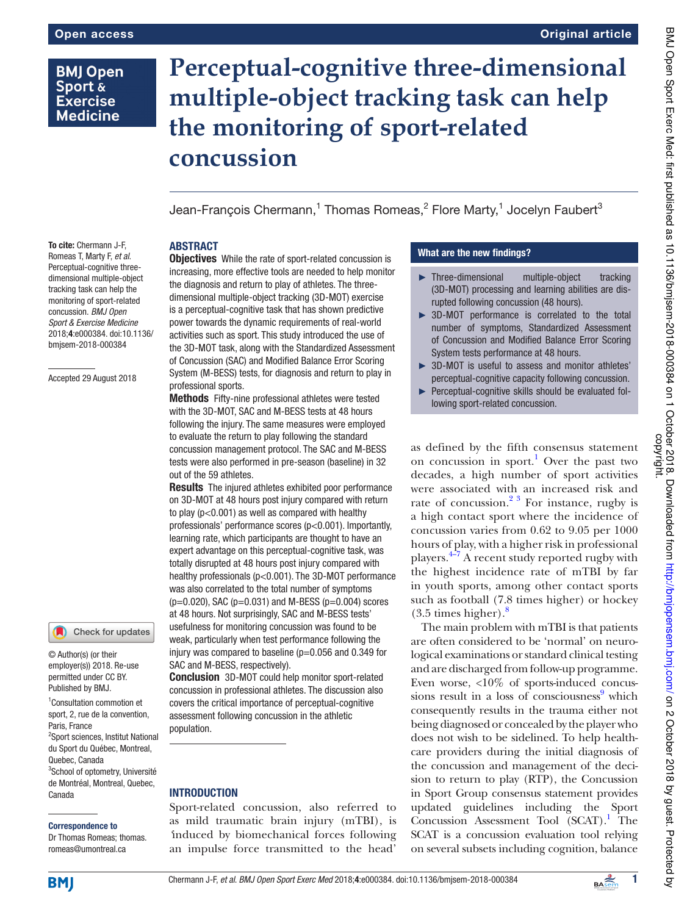# Perceptual-cognitive three-dimensional multiple-object tracking task can help the monitoring of sport-related concussion

Jean-François Chermann,[1] Thomas Romeas,[2] Flore Marty,[1] Jocelyn Faubert[3]

**To cite:** Chermann J-F, Romeas T, Marty F, *et al*. Perceptual-cognitive three-dimensional multiple-object tracking task can help the monitoring of sport-related concussion. *BMJ Open Sport & Exercise Medicine* 2018;**4**:e000384. doi:10.1136/bmjsem-2018-000384

Accepted 29 August 2018

© Author(s) (or their employer(s)) 2018. Re-use permitted under CC BY. Published by BMJ.

[1]Consultation commotion et sport, 2, rue de la convention, Paris, France
[2]Sport sciences, Institut National du Sport du Québec, Montreal, Quebec, Canada
[3]School of optometry, Université de Montréal, Montreal, Quebec, Canada

**Correspondence to**
Dr Thomas Romeas; thomas.romeas@umontreal.ca

## ABSTRACT

**Objectives** While the rate of sport-related concussion is increasing, more effective tools are needed to help monitor the diagnosis and return to play of athletes. The three-dimensional multiple-object tracking (3D-MOT) exercise is a perceptual-cognitive task that has shown predictive power towards the dynamic requirements of real-world activities such as sport. This study introduced the use of the 3D-MOT task, along with the Standardized Assessment of Concussion (SAC) and Modified Balance Error Scoring System (M-BESS) tests, for diagnosis and return to play in professional sports.

**Methods** Fifty-nine professional athletes were tested with the 3D-MOT, SAC and M-BESS tests at 48 hours following the injury. The same measures were employed to evaluate the return to play following the standard concussion management protocol. The SAC and M-BESS tests were also performed in pre-season (baseline) in 32 out of the 59 athletes.

**Results** The injured athletes exhibited poor performance on 3D-MOT at 48 hours post injury compared with return to play ($p<0.001$) as well as compared with healthy professionals' performance scores ($p<0.001$). Importantly, learning rate, which participants are thought to have an expert advantage on this perceptual-cognitive task, was totally disrupted at 48 hours post injury compared with healthy professionals ($p<0.001$). The 3D-MOT performance was also correlated to the total number of symptoms ($p=0.020$), SAC ($p=0.031$) and M-BESS ($p=0.004$) scores at 48 hours. Not surprisingly, SAC and M-BESS tests' usefulness for monitoring concussion was found to be weak, particularly when test performance following the injury was compared to baseline ($p=0.056$ and $0.349$ for SAC and M-BESS, respectively).

**Conclusion** 3D-MOT could help monitor sport-related concussion in professional athletes. The discussion also covers the critical importance of perceptual-cognitive assessment following concussion in the athletic population.

### What are the new findings?

- Three-dimensional multiple-object tracking (3D-MOT) processing and learning abilities are disrupted following concussion (48 hours).
- 3D-MOT performance is correlated to the total number of symptoms, Standardized Assessment of Concussion and Modified Balance Error Scoring System tests performance at 48 hours.
- 3D-MOT is useful to assess and monitor athletes' perceptual-cognitive capacity following concussion.
- Perceptual-cognitive skills should be evaluated following sport-related concussion.

## INTRODUCTION

Sport-related concussion, also referred to as mild traumatic brain injury (mTBI), is 'induced by biomechanical forces following an impulse force transmitted to the head' as defined by the fifth consensus statement on concussion in sport.[1] Over the past two decades, a high number of sport activities were associated with an increased risk and rate of concussion.[2 3] For instance, rugby is a high contact sport where the incidence of concussion varies from 0.62 to 9.05 per 1000 hours of play, with a higher risk in professional players.[4–7] A recent study reported rugby with the highest incidence rate of mTBI by far in youth sports, among other contact sports such as football (7.8 times higher) or hockey (3.5 times higher).[8]

The main problem with mTBI is that patients are often considered to be 'normal' on neurological examinations or standard clinical testing and are discharged from follow-up programme. Even worse, <10% of sports-induced concussions result in a loss of consciousness[9] which consequently results in the trauma either not being diagnosed or concealed by the player who does not wish to be sidelined. To help healthcare providers during the initial diagnosis of the concussion and management of the decision to return to play (RTP), the Concussion in Sport Group consensus statement provides updated guidelines including the Sport Concussion Assessment Tool (SCAT).[1] The SCAT is a concussion evaluation tool relying on several subsets including cognition, balance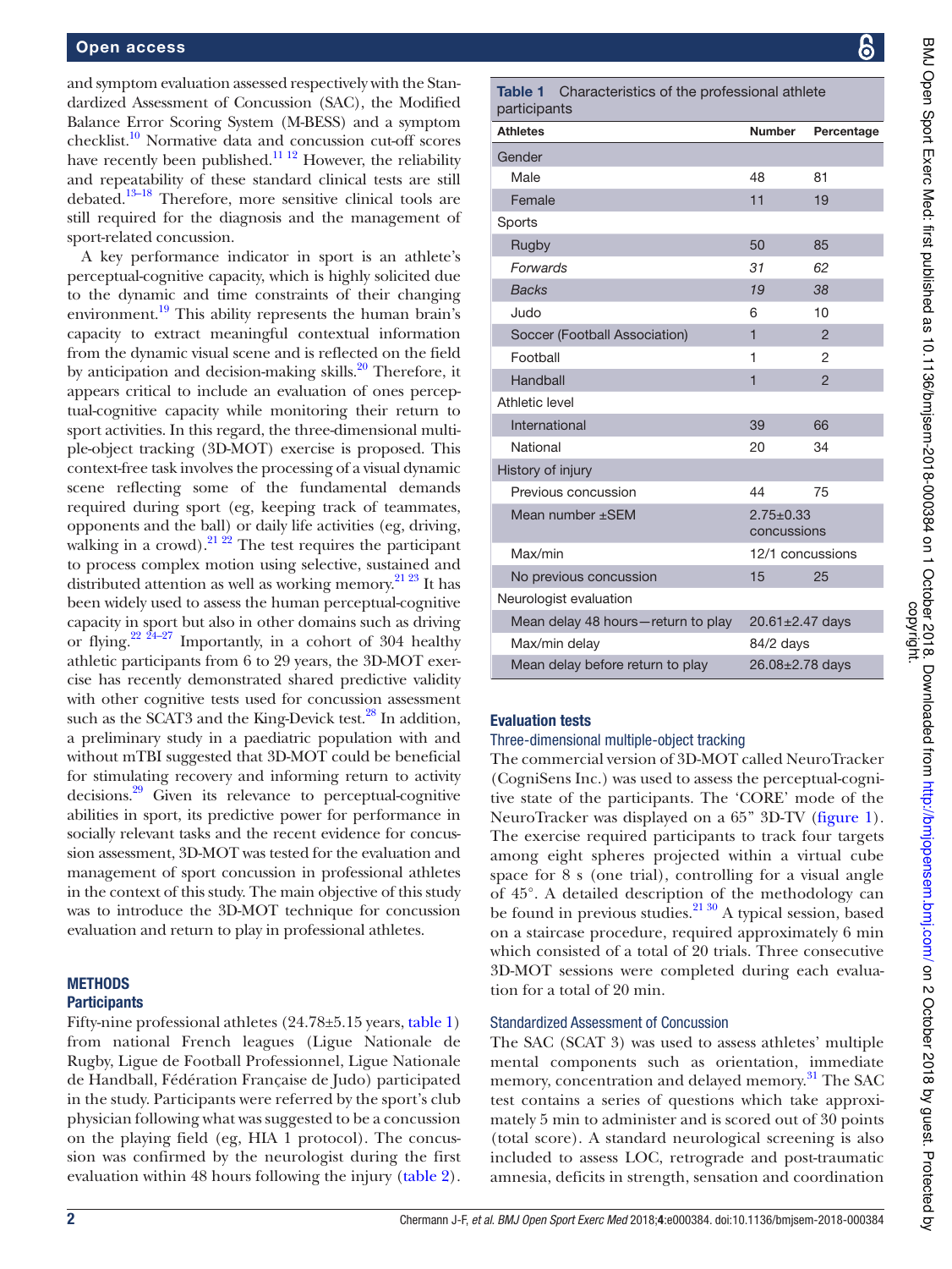and symptom evaluation assessed respectively with the Standardized Assessment of Concussion (SAC), the Modified Balance Error Scoring System (M-BESS) and a symptom checklist.[10] Normative data and concussion cut-off scores have recently been published.[11 12] However, the reliability and repeatability of these standard clinical tests are still debated.[13–18] Therefore, more sensitive clinical tools are still required for the diagnosis and the management of sport-related concussion.

A key performance indicator in sport is an athlete's perceptual-cognitive capacity, which is highly solicited due to the dynamic and time constraints of their changing environment.[19] This ability represents the human brain's capacity to extract meaningful contextual information from the dynamic visual scene and is reflected on the field by anticipation and decision-making skills.[20] Therefore, it appears critical to include an evaluation of ones perceptual-cognitive capacity while monitoring their return to sport activities. In this regard, the three-dimensional multiple-object tracking (3D-MOT) exercise is proposed. This context-free task involves the processing of a visual dynamic scene reflecting some of the fundamental demands required during sport (eg, keeping track of teammates, opponents and the ball) or daily life activities (eg, driving, walking in a crowd).[21 22] The test requires the participant to process complex motion using selective, sustained and distributed attention as well as working memory.[21 23] It has been widely used to assess the human perceptual-cognitive capacity in sport but also in other domains such as driving or flying.[22 24–27] Importantly, in a cohort of 304 healthy athletic participants from 6 to 29 years, the 3D-MOT exercise has recently demonstrated shared predictive validity with other cognitive tests used for concussion assessment such as the SCAT3 and the King-Devick test.[28] In addition, a preliminary study in a paediatric population with and without mTBI suggested that 3D-MOT could be beneficial for stimulating recovery and informing return to activity decisions.[29] Given its relevance to perceptual-cognitive abilities in sport, its predictive power for performance in socially relevant tasks and the recent evidence for concussion assessment, 3D-MOT was tested for the evaluation and management of sport concussion in professional athletes in the context of this study. The main objective of this study was to introduce the 3D-MOT technique for concussion evaluation and return to play in professional athletes.

## METHODS

### Participants

Fifty-nine professional athletes (24.78±5.15 years, table 1) from national French leagues (Ligue Nationale de Rugby, Ligue de Football Professionnel, Ligue Nationale de Handball, Fédération Française de Judo) participated in the study. Participants were referred by the sport's club physician following what was suggested to be a concussion on the playing field (eg, HIA 1 protocol). The concussion was confirmed by the neurologist during the first evaluation within 48 hours following the injury (table 2).

**Table 1** Characteristics of the professional athlete participants

| Athletes | Number | Percentage |
|---|---|---|
| Gender | | |
| Male | 48 | 81 |
| Female | 11 | 19 |
| Sports | | |
| Rugby | 50 | 85 |
| *Forwards* | *31* | *62* |
| *Backs* | *19* | *38* |
| Judo | 6 | 10 |
| Soccer (Football Association) | 1 | 2 |
| Football | 1 | 2 |
| Handball | 1 | 2 |
| Athletic level | | |
| International | 39 | 66 |
| National | 20 | 34 |
| History of injury | | |
| Previous concussion | 44 | 75 |
| Mean number ±SEM | 2.75±0.33 concussions | |
| Max/min | 12/1 concussions | |
| No previous concussion | 15 | 25 |
| Neurologist evaluation | | |
| Mean delay 48 hours—return to play | 20.61±2.47 days | |
| Max/min delay | 84/2 days | |
| Mean delay before return to play | 26.08±2.78 days | |

### Evaluation tests

#### Three-dimensional multiple-object tracking

The commercial version of 3D-MOT called NeuroTracker (CogniSens Inc.) was used to assess the perceptual-cognitive state of the participants. The 'CORE' mode of the NeuroTracker was displayed on a 65" 3D-TV (figure 1). The exercise required participants to track four targets among eight spheres projected within a virtual cube space for 8 s (one trial), controlling for a visual angle of 45°. A detailed description of the methodology can be found in previous studies.[21 30] A typical session, based on a staircase procedure, required approximately 6 min which consisted of a total of 20 trials. Three consecutive 3D-MOT sessions were completed during each evaluation for a total of 20 min.

#### Standardized Assessment of Concussion

The SAC (SCAT 3) was used to assess athletes' multiple mental components such as orientation, immediate memory, concentration and delayed memory.[31] The SAC test contains a series of questions which take approximately 5 min to administer and is scored out of 30 points (total score). A standard neurological screening is also included to assess LOC, retrograde and post-traumatic amnesia, deficits in strength, sensation and coordination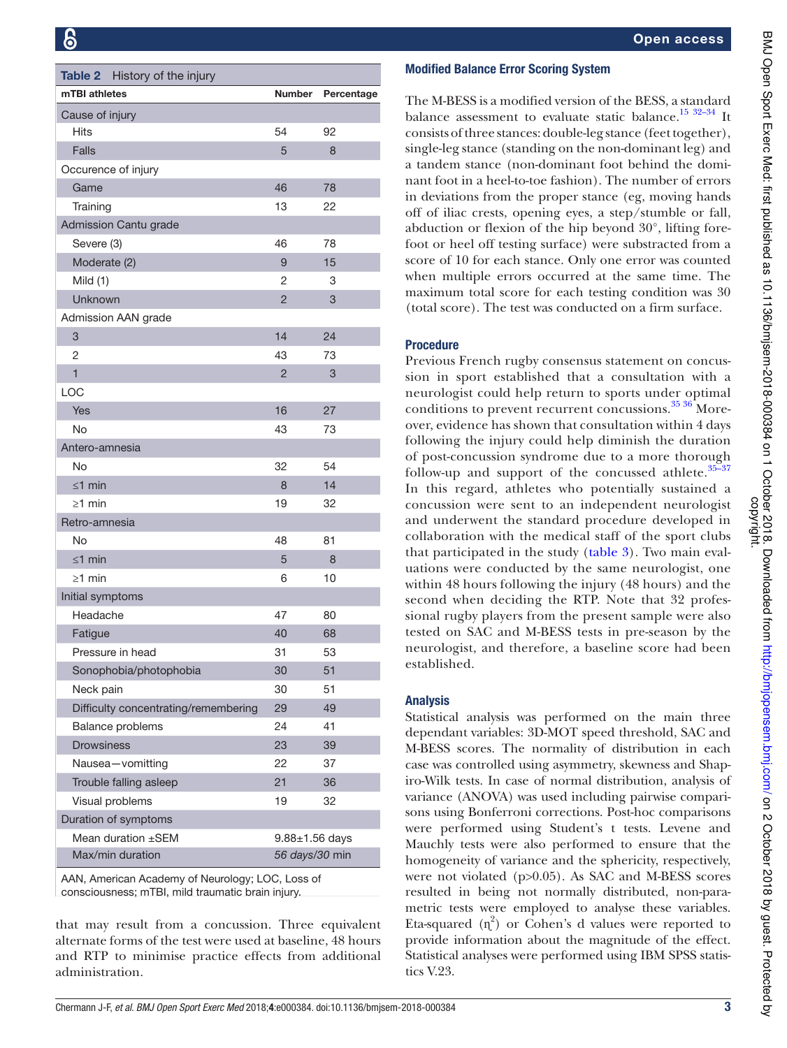**Table 2** History of the injury

| mTBI athletes | Number | Percentage |
|---|---|---|
| Cause of injury | | |
| Hits | 54 | 92 |
| Falls | 5 | 8 |
| Occurence of injury | | |
| Game | 46 | 78 |
| Training | 13 | 22 |
| Admission Cantu grade | | |
| Severe (3) | 46 | 78 |
| Moderate (2) | 9 | 15 |
| Mild (1) | 2 | 3 |
| Unknown | 2 | 3 |
| Admission AAN grade | | |
| 3 | 14 | 24 |
| 2 | 43 | 73 |
| 1 | 2 | 3 |
| LOC | | |
| Yes | 16 | 27 |
| No | 43 | 73 |
| Antero-amnesia | | |
| No | 32 | 54 |
| ≤1 min | 8 | 14 |
| ≥1 min | 19 | 32 |
| Retro-amnesia | | |
| No | 48 | 81 |
| ≤1 min | 5 | 8 |
| ≥1 min | 6 | 10 |
| Initial symptoms | | |
| Headache | 47 | 80 |
| Fatigue | 40 | 68 |
| Pressure in head | 31 | 53 |
| Sonophobia/photophobia | 30 | 51 |
| Neck pain | 30 | 51 |
| Difficulty concentrating/remembering | 29 | 49 |
| Balance problems | 24 | 41 |
| Drowsiness | 23 | 39 |
| Nausea—vomitting | 22 | 37 |
| Trouble falling asleep | 21 | 36 |
| Visual problems | 19 | 32 |
| Duration of symptoms | | |
| Mean duration ±SEM | 9.88±1.56 days | |
| Max/min duration | *56 days/30 min* | |

AAN, American Academy of Neurology; LOC, Loss of consciousness; mTBI, mild traumatic brain injury.

that may result from a concussion. Three equivalent alternate forms of the test were used at baseline, 48 hours and RTP to minimise practice effects from additional administration.

### Modified Balance Error Scoring System

The M-BESS is a modified version of the BESS, a standard balance assessment to evaluate static balance.[15 32–34] It consists of three stances: double-leg stance (feet together), single-leg stance (standing on the non-dominant leg) and a tandem stance (non-dominant foot behind the dominant foot in a heel-to-toe fashion). The number of errors in deviations from the proper stance (eg, moving hands off of iliac crests, opening eyes, a step/stumble or fall, abduction or flexion of the hip beyond 30°, lifting forefoot or heel off testing surface) were substracted from a score of 10 for each stance. Only one error was counted when multiple errors occurred at the same time. The maximum total score for each testing condition was 30 (total score). The test was conducted on a firm surface.

### Procedure

Previous French rugby consensus statement on concussion in sport established that a consultation with a neurologist could help return to sports under optimal conditions to prevent recurrent concussions.[35 36] Moreover, evidence has shown that consultation within 4 days following the injury could help diminish the duration of post-concussion syndrome due to a more thorough follow-up and support of the concussed athlete.[35–37] In this regard, athletes who potentially sustained a concussion were sent to an independent neurologist and underwent the standard procedure developed in collaboration with the medical staff of the sport clubs that participated in the study (table 3). Two main evaluations were conducted by the same neurologist, one within 48 hours following the injury (48 hours) and the second when deciding the RTP. Note that 32 professional rugby players from the present sample were also tested on SAC and M-BESS tests in pre-season by the neurologist, and therefore, a baseline score had been established.

### Analysis

Statistical analysis was performed on the main three dependant variables: 3D-MOT speed threshold, SAC and M-BESS scores. The normality of distribution in each case was controlled using asymmetry, skewness and Shapiro-Wilk tests. In case of normal distribution, analysis of variance (ANOVA) was used including pairwise comparisons using Bonferroni corrections. Post-hoc comparisons were performed using Student's t tests. Levene and Mauchly tests were also performed to ensure that the homogeneity of variance and the sphericity, respectively, were not violated ($p>0.05$). As SAC and M-BESS scores resulted in being not normally distributed, non-parametric tests were employed to analyse these variables. Eta-squared ($\eta^2$) or Cohen's d values were reported to provide information about the magnitude of the effect. Statistical analyses were performed using IBM SPSS statistics V.23.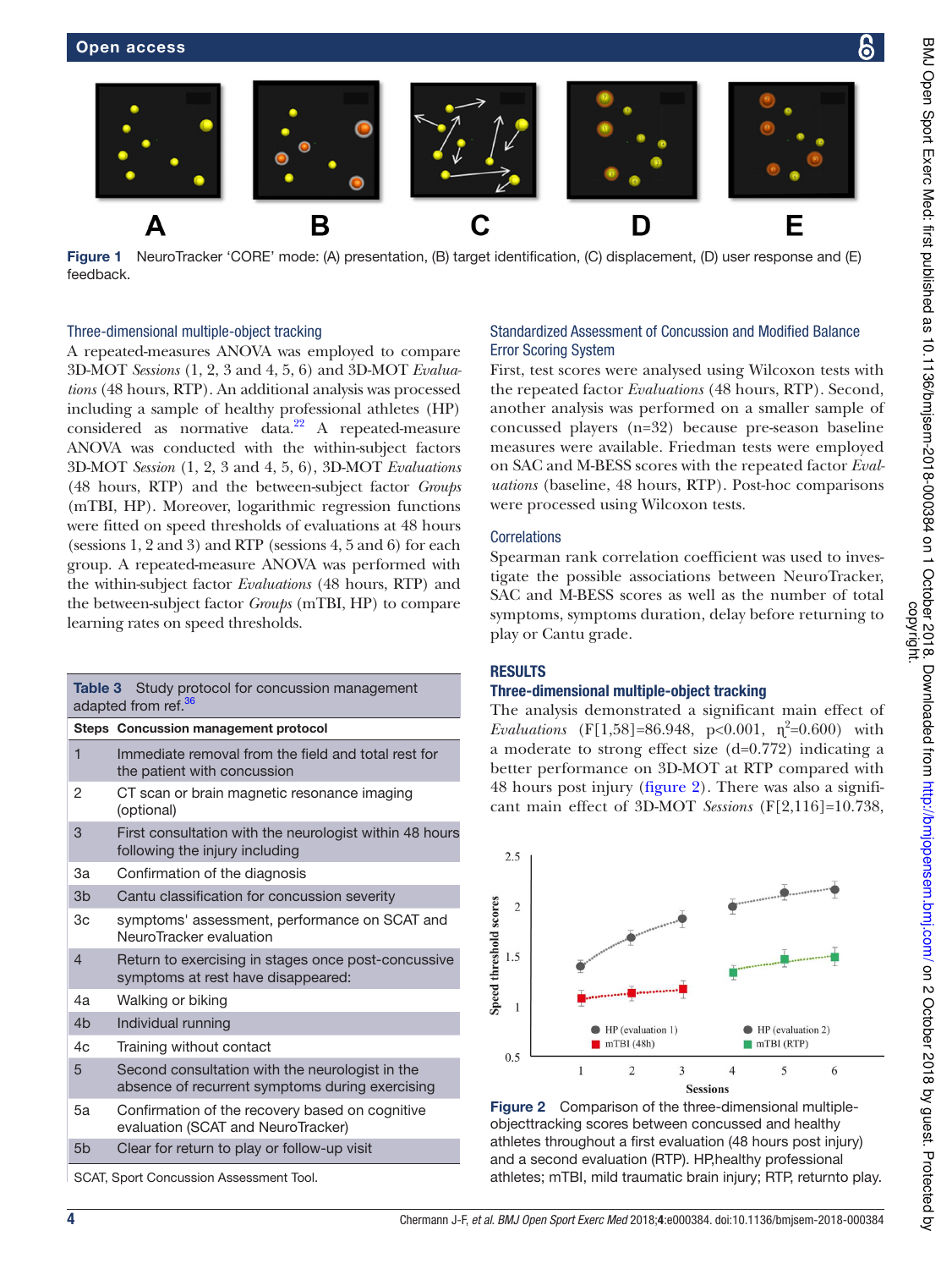Figure 1 NeuroTracker 'CORE' mode: (A) presentation, (B) target identification, (C) displacement, (D) user response and (E) feedback.

### Three-dimensional multiple-object tracking

A repeated-measures ANOVA was employed to compare 3D-MOT *Sessions* (1, 2, 3 and 4, 5, 6) and 3D-MOT *Evaluations* (48 hours, RTP). An additional analysis was processed including a sample of healthy professional athletes (HP) considered as normative data.[22] A repeated-measure ANOVA was conducted with the within-subject factors 3D-MOT *Session* (1, 2, 3 and 4, 5, 6), 3D-MOT *Evaluations* (48 hours, RTP) and the between-subject factor *Groups* (mTBI, HP). Moreover, logarithmic regression functions were fitted on speed thresholds of evaluations at 48 hours (sessions 1, 2 and 3) and RTP (sessions 4, 5 and 6) for each group. A repeated-measure ANOVA was performed with the within-subject factor *Evaluations* (48 hours, RTP) and the between-subject factor *Groups* (mTBI, HP) to compare learning rates on speed thresholds.

**Table 3** Study protocol for concussion management adapted from ref.[36]

| Steps | Concussion management protocol |
|---|---|
| 1 | Immediate removal from the field and total rest for the patient with concussion |
| 2 | CT scan or brain magnetic resonance imaging (optional) |
| 3 | First consultation with the neurologist within 48 hours following the injury including |
| 3a | Confirmation of the diagnosis |
| 3b | Cantu classification for concussion severity |
| 3c | symptoms' assessment, performance on SCAT and NeuroTracker evaluation |
| 4 | Return to exercising in stages once post-concussive symptoms at rest have disappeared: |
| 4a | Walking or biking |
| 4b | Individual running |
| 4c | Training without contact |
| 5 | Second consultation with the neurologist in the absence of recurrent symptoms during exercising |
| 5a | Confirmation of the recovery based on cognitive evaluation (SCAT and NeuroTracker) |
| 5b | Clear for return to play or follow-up visit |

SCAT, Sport Concussion Assessment Tool.

### Standardized Assessment of Concussion and Modified Balance Error Scoring System

First, test scores were analysed using Wilcoxon tests with the repeated factor *Evaluations* (48 hours, RTP). Second, another analysis was performed on a smaller sample of concussed players (n=32) because pre-season baseline measures were available. Friedman tests were employed on SAC and M-BESS scores with the repeated factor *Evaluations* (baseline, 48 hours, RTP). Post-hoc comparisons were processed using Wilcoxon tests.

### Correlations

Spearman rank correlation coefficient was used to investigate the possible associations between NeuroTracker, SAC and M-BESS scores as well as the number of total symptoms, symptoms duration, delay before returning to play or Cantu grade.

## RESULTS

### Three-dimensional multiple-object tracking

The analysis demonstrated a significant main effect of *Evaluations* ($F[1,58]=86.948$, $p<0.001$, $\eta^2=0.600$) with a moderate to strong effect size (d=0.772) indicating a better performance on 3D-MOT at RTP compared with 48 hours post injury (figure 2). There was also a significant main effect of 3D-MOT *Sessions* ($F[2,116]=10.738$,

Figure 2 Comparison of the three-dimensional multiple-objecttracking scores between concussed and healthy athletes throughout a first evaluation (48 hours post injury) and a second evaluation (RTP). HP,healthy professional athletes; mTBI, mild traumatic brain injury; RTP, returnto play.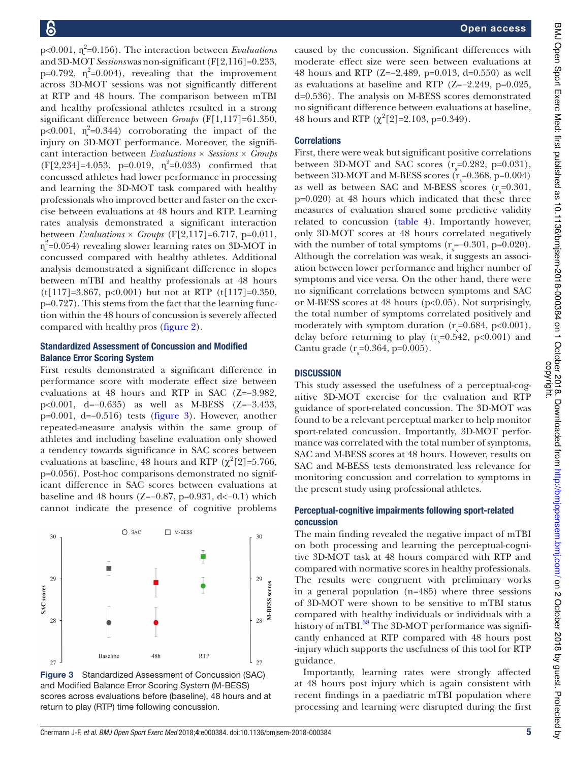$p<0.001$, $\eta^2=0.156$). The interaction between *Evaluations* and 3D-MOT *Sessions* was non-significant ($F[2,116]=0.233$, $p=0.792$, $\eta^2=0.004$), revealing that the improvement across 3D-MOT sessions was not significantly different at RTP and 48 hours. The comparison between mTBI and healthy professional athletes resulted in a strong significant difference between *Groups* ($F[1,117]=61.350$, $p<0.001$, $\eta^2=0.344$) corroborating the impact of the injury on 3D-MOT performance. Moreover, the significant interaction between *Evaluations* × *Sessions* × *Groups* ($F[2,234]=4.053$, $p=0.019$, $\eta^2=0.033$) confirmed that concussed athletes had lower performance in processing and learning the 3D-MOT task compared with healthy professionals who improved better and faster on the exercise between evaluations at 48 hours and RTP. Learning rates analysis demonstrated a significant interaction between *Evaluations* × *Groups* ($F[2,117]=6.717$, $p=0.011$, $\eta^2=0.054$) revealing slower learning rates on 3D-MOT in concussed compared with healthy athletes. Additional analysis demonstrated a significant difference in slopes between mTBI and healthy professionals at 48 hours ($t[117]=3.867$, $p<0.001$) but not at RTP ($t[117]=0.350$, $p=0.727$). This stems from the fact that the learning function within the 48 hours of concussion is severely affected compared with healthy pros (figure 2).

### Standardized Assessment of Concussion and Modified Balance Error Scoring System

First results demonstrated a significant difference in performance score with moderate effect size between evaluations at 48 hours and RTP in SAC ($Z=-3.982$, $p<0.001$, $d=-0.635$) as well as M-BESS ($Z=-3.433$, $p=0.001$, $d=-0.516$) tests (figure 3). However, another repeated-measure analysis within the same group of athletes and including baseline evaluation only showed a tendency towards significance in SAC scores between evaluations at baseline, 48 hours and RTP ($\chi^2[2]=5.766$, $p=0.056$). Post-hoc comparisons demonstrated no significant difference in SAC scores between evaluations at baseline and 48 hours ($Z=-0.87$, $p=0.931$, $d<-0.1$) which cannot indicate the presence of cognitive problems caused by the concussion. Significant differences with moderate effect size were seen between evaluations at 48 hours and RTP ($Z=-2.489$, $p=0.013$, $d=0.550$) as well as evaluations at baseline and RTP ($Z=-2.249$, $p=0.025$, $d=0.536$). The analysis on M-BESS scores demonstrated no significant difference between evaluations at baseline, 48 hours and RTP ($\chi^2[2]=2.103$, $p=0.349$).

**Figure 3** Standardized Assessment of Concussion (SAC) and Modified Balance Error Scoring System (M-BESS) scores across evaluations before (baseline), 48 hours and at return to play (RTP) time following concussion.

### Correlations

First, there were weak but significant positive correlations between 3D-MOT and SAC scores ($r_s=0.282$, $p=0.031$), between 3D-MOT and M-BESS scores ($r_s=0.368$, $p=0.004$) as well as between SAC and M-BESS scores ($r_s=0.301$, $p=0.020$) at 48 hours which indicated that these three measures of evaluation shared some predictive validity related to concussion (table 4). Importantly however, only 3D-MOT scores at 48 hours correlated negatively with the number of total symptoms ($r_s=-0.301$, $p=0.020$). Although the correlation was weak, it suggests an association between lower performance and higher number of symptoms and vice versa. On the other hand, there were no significant correlations between symptoms and SAC or M-BESS scores at 48 hours ($p<0.05$). Not surprisingly, the total number of symptoms correlated positively and moderately with symptom duration ($r_s=0.684$, $p<0.001$), delay before returning to play ($r_s=0.542$, $p<0.001$) and Cantu grade ($r_s=0.364$, $p=0.005$).

## DISCUSSION

This study assessed the usefulness of a perceptual-cognitive 3D-MOT exercise for the evaluation and RTP guidance of sport-related concussion. The 3D-MOT was found to be a relevant perceptual marker to help monitor sport-related concussion. Importantly, 3D-MOT performance was correlated with the total number of symptoms, SAC and M-BESS scores at 48 hours. However, results on SAC and M-BESS tests demonstrated less relevance for monitoring concussion and correlation to symptoms in the present study using professional athletes.

### Perceptual-cognitive impairments following sport-related concussion

The main finding revealed the negative impact of mTBI on both processing and learning the perceptual-cognitive 3D-MOT task at 48 hours compared with RTP and compared with normative scores in healthy professionals. The results were congruent with preliminary works in a general population (n=485) where three sessions of 3D-MOT were shown to be sensitive to mTBI status compared with healthy individuals or individuals with a history of mTBI.[38] The 3D-MOT performance was significantly enhanced at RTP compared with 48 hours post-injury which supports the usefulness of this tool for RTP guidance.

Importantly, learning rates were strongly affected at 48 hours post injury which is again consistent with recent findings in a paediatric mTBI population where processing and learning were disrupted during the first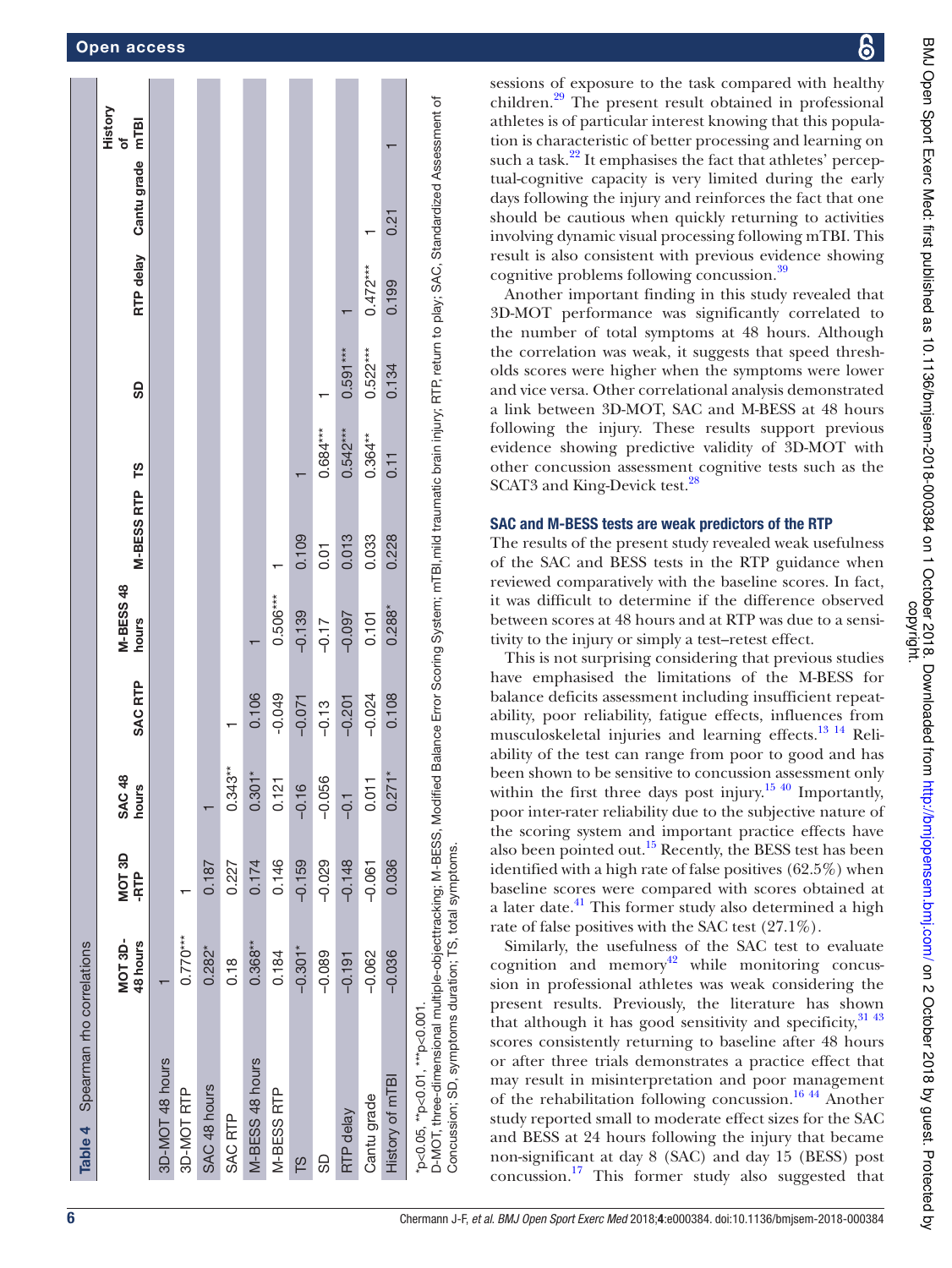**Table 4** Spearman rho correlations

| | MOT 3D-48 hours | MOT 3D-RTP | SAC 48 hours | SAC RTP | M-BESS 48 hours | M-BESS RTP | TS | SD | RTP delay | Cantu grade | History of mTBI |
|---|---|---|---|---|---|---|---|---|---|---|---|
| 3D-MOT 48 hours | 1 | | | | | | | | | | |
| 3D-MOT RTP | 0.770*** | 1 | | | | | | | | | |
| SAC 48 hours | 0.282* | 0.187 | 1 | | | | | | | | |
| SAC RTP | 0.18 | 0.227 | 0.343** | 1 | | | | | | | |
| M-BESS 48 hours | 0.368** | 0.174 | 0.301* | 0.106 | 1 | | | | | | |
| M-BESS RTP | 0.184 | 0.146 | 0.121 | -0.049 | 0.506*** | 1 | | | | | |
| TS | −0.301* | −0.159 | −0.16 | −0.071 | −0.139 | 0.109 | 1 | | | | |
| SD | −0.089 | −0.029 | −0.056 | −0.13 | −0.17 | 0.01 | 0.684*** | 1 | | | |
| RTP delay | −0.191 | −0.148 | −0.1 | −0.201 | −0.097 | 0.013 | 0.542*** | 0.591*** | 1 | | |
| Cantu grade | −0.062 | −0.061 | 0.011 | −0.024 | 0.101 | 0.033 | 0.364** | 0.522*** | 0.472*** | 1 | |
| History of mTBI | −0.036 | 0.036 | 0.271* | 0.108 | 0.288* | 0.228 | 0.11 | 0.134 | 0.199 | 0.21 | 1 |

*p<0.05, **p<0.01, ***p<0.001.
D-MOT, three-dimensional multiple-objecttracking; M-BESS, Modified Balance Error Scoring System; mTBI, mild traumatic brain injury; RTP, return to play; SAC, Standardized Assessment of Concussion; SD, symptoms duration; TS, total symptoms.

sessions of exposure to the task compared with healthy children.[29] The present result obtained in professional athletes is of particular interest knowing that this population is characteristic of better processing and learning on such a task.[22] It emphasises the fact that athletes' perceptual-cognitive capacity is very limited during the early days following the injury and reinforces the fact that one should be cautious when quickly returning to activities involving dynamic visual processing following mTBI. This result is also consistent with previous evidence showing cognitive problems following concussion.[39]

Another important finding in this study revealed that 3D-MOT performance was significantly correlated to the number of total symptoms at 48 hours. Although the correlation was weak, it suggests that speed thresholds scores were higher when the symptoms were lower and vice versa. Other correlational analysis demonstrated a link between 3D-MOT, SAC and M-BESS at 48 hours following the injury. These results support previous evidence showing predictive validity of 3D-MOT with other concussion assessment cognitive tests such as the SCAT3 and King-Devick test.[28]

## SAC and M-BESS tests are weak predictors of the RTP

The results of the present study revealed weak usefulness of the SAC and BESS tests in the RTP guidance when reviewed comparatively with the baseline scores. In fact, it was difficult to determine if the difference observed between scores at 48 hours and at RTP was due to a sensitivity to the injury or simply a test–retest effect.

This is not surprising considering that previous studies have emphasised the limitations of the M-BESS for balance deficits assessment including insufficient repeatability, poor reliability, fatigue effects, influences from musculoskeletal injuries and learning effects.[13 14] Reliability of the test can range from poor to good and has been shown to be sensitive to concussion assessment only within the first three days post injury.[15 40] Importantly, poor inter-rater reliability due to the subjective nature of the scoring system and important practice effects have also been pointed out.[15] Recently, the BESS test has been identified with a high rate of false positives (62.5%) when baseline scores were compared with scores obtained at a later date.[41] This former study also determined a high rate of false positives with the SAC test (27.1%).

Similarly, the usefulness of the SAC test to evaluate cognition and memory[42] while monitoring concussion in professional athletes was weak considering the present results. Previously, the literature has shown that although it has good sensitivity and specificity,[31 43] scores consistently returning to baseline after 48 hours or after three trials demonstrates a practice effect that may result in misinterpretation and poor management of the rehabilitation following concussion.[16 44] Another study reported small to moderate effect sizes for the SAC and BESS at 24 hours following the injury that became non-significant at day 8 (SAC) and day 15 (BESS) post concussion.[17] This former study also suggested that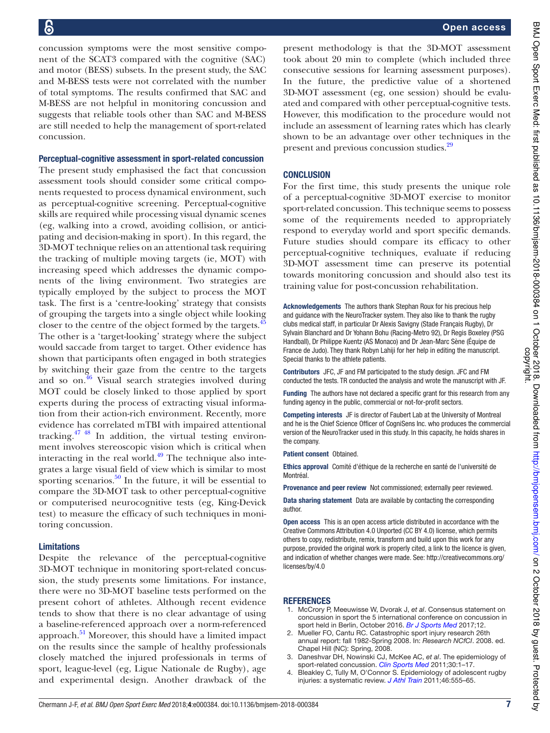concussion symptoms were the most sensitive component of the SCAT3 compared with the cognitive (SAC) and motor (BESS) subsets. In the present study, the SAC and M-BESS tests were not correlated with the number of total symptoms. The results confirmed that SAC and M-BESS are not helpful in monitoring concussion and suggests that reliable tools other than SAC and M-BESS are still needed to help the management of sport-related concussion.

### Perceptual-cognitive assessment in sport-related concussion

The present study emphasised the fact that concussion assessment tools should consider some critical components requested to process dynamical environment, such as perceptual-cognitive screening. Perceptual-cognitive skills are required while processing visual dynamic scenes (eg, walking into a crowd, avoiding collision, or anticipating and decision-making in sport). In this regard, the 3D-MOT technique relies on an attentional task requiring the tracking of multiple moving targets (ie, MOT) with increasing speed which addresses the dynamic components of the living environment. Two strategies are typically employed by the subject to process the MOT task. The first is a 'centre-looking' strategy that consists of grouping the targets into a single object while looking closer to the centre of the object formed by the targets.[45] The other is a 'target-looking' strategy where the subject would saccade from target to target. Other evidence has shown that participants often engaged in both strategies by switching their gaze from the centre to the targets and so on.[46] Visual search strategies involved during MOT could be closely linked to those applied by sport experts during the process of extracting visual information from their action-rich environment. Recently, more evidence has correlated mTBI with impaired attentional tracking.[47 48] In addition, the virtual testing environment involves stereoscopic vision which is critical when interacting in the real world.[49] The technique also integrates a large visual field of view which is similar to most sporting scenarios.[50] In the future, it will be essential to compare the 3D-MOT task to other perceptual-cognitive or computerised neurocognitive tests (eg, King-Devick test) to measure the efficacy of such techniques in monitoring concussion.

### Limitations

Despite the relevance of the perceptual-cognitive 3D-MOT technique in monitoring sport-related concussion, the study presents some limitations. For instance, there were no 3D-MOT baseline tests performed on the present cohort of athletes. Although recent evidence tends to show that there is no clear advantage of using a baseline-referenced approach over a norm-referenced approach.[51] Moreover, this should have a limited impact on the results since the sample of healthy professionals closely matched the injured professionals in terms of sport, league-level (eg, Ligue Nationale de Rugby), age and experimental design. Another drawback of the present methodology is that the 3D-MOT assessment took about 20 min to complete (which included three consecutive sessions for learning assessment purposes). In the future, the predictive value of a shortened 3D-MOT assessment (eg, one session) should be evaluated and compared with other perceptual-cognitive tests. However, this modification to the procedure would not include an assessment of learning rates which has clearly shown to be an advantage over other techniques in the present and previous concussion studies.[29]

## CONCLUSION

For the first time, this study presents the unique role of a perceptual-cognitive 3D-MOT exercise to monitor sport-related concussion. This technique seems to possess some of the requirements needed to appropriately respond to everyday world and sport specific demands. Future studies should compare its efficacy to other perceptual-cognitive techniques, evaluate if reducing 3D-MOT assessment time can preserve its potential towards monitoring concussion and should also test its training value for post-concussion rehabilitation.

**Acknowledgements** The authors thank Stephan Roux for his precious help and guidance with the NeuroTracker system. They also like to thank the rugby clubs medical staff, in particular Dr Alexis Savigny (Stade Français Rugby), Dr Sylvain Blanchard and Dr Yohann Bohu (Racing-Metro 92), Dr Regis Boxeley (PSG Handball), Dr Philippe Kuentz (AS Monaco) and Dr Jean-Marc Sène (Équipe de France de Judo). They thank Robyn Lahiji for her help in editing the manuscript. Special thanks to the athlete patients.

**Contributors** JFC, JF and FM participated to the study design. JFC and FM conducted the tests. TR conducted the analysis and wrote the manuscript with JF.

**Funding** The authors have not declared a specific grant for this research from any funding agency in the public, commercial or not-for-profit sectors.

**Competing interests** JF is director of Faubert Lab at the University of Montreal and he is the Chief Science Officer of CogniSens Inc. who produces the commercial version of the NeuroTracker used in this study. In this capacity, he holds shares in the company.

**Patient consent** Obtained.

**Ethics approval** Comité d'éthique de la recherche en santé de l'université de Montréal.

**Provenance and peer review** Not commissioned; externally peer reviewed.

**Data sharing statement** Data are available by contacting the corresponding author.

**Open access** This is an open access article distributed in accordance with the Creative Commons Attribution 4.0 Unported (CC BY 4.0) license, which permits others to copy, redistribute, remix, transform and build upon this work for any purpose, provided the original work is properly cited, a link to the licence is given, and indication of whether changes were made. See: http://creativecommons.org/licenses/by/4.0

## REFERENCES

1. McCrory P, Meeuwisse W, Dvorak J, *et al*. Consensus statement on concussion in sport the 5 international conference on concussion in sport held in Berlin, October 2016. *Br J Sports Med* 2017;12.
2. Mueller FO, Cantu RC. Catastrophic sport injury research 26th annual report: fall 1982-Spring 2008. In: *Research NCfCI*. 2008. ed. Chapel Hill (NC): Spring, 2008.
3. Daneshvar DH, Nowinski CJ, McKee AC, *et al*. The epidemiology of sport-related concussion. *Clin Sports Med* 2011;30:1–17.
4. Bleakley C, Tully M, O'Connor S. Epidemiology of adolescent rugby injuries: a systematic review. *J Athl Train* 2011;46:555–65.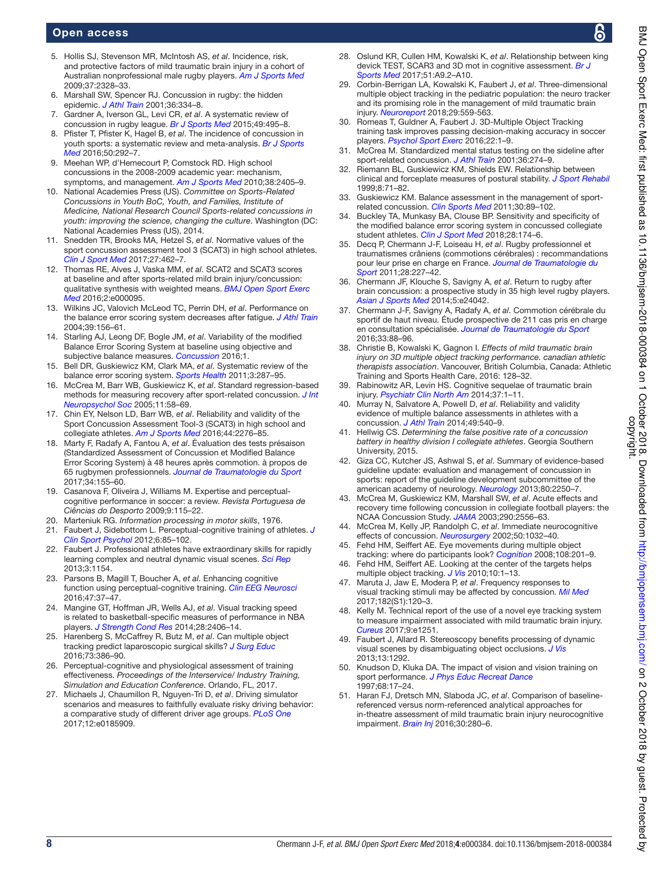5. Hollis SJ, Stevenson MR, McIntosh AS, *et al*. Incidence, risk, and protective factors of mild traumatic brain injury in a cohort of Australian nonprofessional male rugby players. *Am J Sports Med* 2009;37:2328–33.
6. Marshall SW, Spencer RJ. Concussion in rugby: the hidden epidemic. *J Athl Train* 2001;36:334–8.
7. Gardner A, Iverson GL, Levi CR, *et al*. A systematic review of concussion in rugby league. *Br J Sports Med* 2015;49:495–8.
8. Pfister T, Pfister K, Hagel B, *et al*. The incidence of concussion in youth sports: a systematic review and meta-analysis. *Br J Sports Med* 2016;50:292–7.
9. Meehan WP, d'Hemecourt P, Comstock RD. High school concussions in the 2008-2009 academic year: mechanism, symptoms, and management. *Am J Sports Med* 2010;38:2405–9.
10. National Academies Press (US). *Committee on Sports-Related Concussions in Youth BoC, Youth, and Families, Institute of Medicine, National Research Council Sports-related concussions in youth: improving the science, changing the culture*. Washington (DC: National Academies Press (US), 2014.
11. Snedden TR, Brooks MA, Hetzel S, *et al*. Normative values of the sport concussion assessment tool 3 (SCAT3) in high school athletes. *Clin J Sport Med* 2017;27:462–7.
12. Thomas RE, Alves J, Vaska MM, *et al*. SCAT2 and SCAT3 scores at baseline and after sports-related mild brain injury/concussion: qualitative synthesis with weighted means. *BMJ Open Sport Exerc Med* 2016;2:e000095.
13. Wilkins JC, Valovich McLeod TC, Perrin DH, *et al*. Performance on the balance error scoring system decreases after fatigue. *J Athl Train* 2004;39:156–61.
14. Starling AJ, Leong DF, Bogle JM, *et al*. Variability of the modified Balance Error Scoring System at baseline using objective and subjective balance measures. *Concussion* 2016;1.
15. Bell DR, Guskiewicz KM, Clark MA, *et al*. Systematic review of the balance error scoring system. *Sports Health* 2011;3:287–95.
16. McCrea M, Barr WB, Guskiewicz K, *et al*. Standard regression-based methods for measuring recovery after sport-related concussion. *J Int Neuropsychol Soc* 2005;11:58–69.
17. Chin EY, Nelson LD, Barr WB, *et al*. Reliability and validity of the Sport Concussion Assessment Tool-3 (SCAT3) in high school and collegiate athletes. *Am J Sports Med* 2016;44:2276–85.
18. Marty F, Radafy A, Fantou A, *et al*. Évaluation des tests présaison (Standardized Assessment of Concussion et Modified Balance Error Scoring System) à 48 heures après commotion. à propos de 65 rugbymen professionnels. *Journal de Traumatologie du Sport* 2017;34:155–60.
19. Casanova F, Oliveira J, Williams M. Expertise and perceptual-cognitive performance in soccer: a review. *Revista Portuguesa de Ciências do Desporto* 2009;9:115–22.
20. Marteniuk RG. *Information processing in motor skills*, 1976.
21. Faubert J, Sidebottom L. Perceptual-cognitive training of athletes. *J Clin Sport Psychol* 2012;6:85–102.
22. Faubert J. Professional athletes have extraordinary skills for rapidly learning complex and neutral dynamic visual scenes. *Sci Rep* 2013;3:1154.
23. Parsons B, Magill T, Boucher A, *et al*. Enhancing cognitive function using perceptual-cognitive training. *Clin EEG Neurosci* 2016;47:37–47.
24. Mangine GT, Hoffman JR, Wells AJ, *et al*. Visual tracking speed is related to basketball-specific measures of performance in NBA players. *J Strength Cond Res* 2014;28:2406–14.
25. Harenberg S, McCaffrey R, Butz M, *et al*. Can multiple object tracking predict laparoscopic surgical skills? *J Surg Educ* 2016;73:386–90.
26. Perceptual-cognitive and physiological assessment of training effectiveness. *Proceedings of the Interservice/ Industry Training, Simulation and Education Conference*. Orlando, FL, 2017.
27. Michaels J, Chaumillon R, Nguyen-Tri D, *et al*. Driving simulator scenarios and measures to faithfully evaluate risky driving behavior: a comparative study of different driver age groups. *PLoS One* 2017;12:e0185909.
28. Oslund KR, Cullen HM, Kowalski K, *et al*. Relationship between king devick TEST, SCAR3 and 3D mot in cognitive assessment. *Br J Sports Med* 2017;51:A9.2–A10.
29. Corbin-Berrigan LA, Kowalski K, Faubert J, *et al*. Three-dimensional multiple object tracking in the pediatric population: the neuro tracker and its promising role in the management of mild traumatic brain injury. *Neuroreport* 2018;29:559-563.
30. Romeas T, Guldner A, Faubert J. 3D-Multiple Object Tracking training task improves passing decision-making accuracy in soccer players. *Psychol Sport Exerc* 2016;22:1–9.
31. McCrea M. Standardized mental status testing on the sideline after sport-related concussion. *J Athl Train* 2001;36:274–9.
32. Riemann BL, Guskiewicz KM, Shields EW. Relationship between clinical and forceplate measures of postural stability. *J Sport Rehabil* 1999;8:71–82.
33. Guskiewicz KM. Balance assessment in the management of sport-related concussion. *Clin Sports Med* 2011;30:89–102.
34. Buckley TA, Munkasy BA, Clouse BP. Sensitivity and specificity of the modified balance error scoring system in concussed collegiate student athletes. *Clin J Sport Med* 2018;28:174–6.
35. Decq P, Chermann J-F, Loiseau H, *et al*. Rugby professionnel et traumatismes crâniens (commotions cérébrales) : recommandations pour leur prise en charge en France. *Journal de Traumatologie du Sport* 2011;28:227–42.
36. Chermann JF, Klouche S, Savigny A, *et al*. Return to rugby after brain concussion: a prospective study in 35 high level rugby players. *Asian J Sports Med* 2014;5:e24042.
37. Chermann J-F, Savigny A, Radafy A, *et al*. Commotion cérébrale du sportif de haut niveau. Étude prospective de 211 cas pris en charge en consultation spécialisée. *Journal de Traumatologie du Sport* 2016;33:88–96.
38. Christie B, Kowalski K, Gagnon I. *Effects of mild traumatic brain injury on 3D multiple object tracking performance. canadian athletic therapists association*. Vancouver, British Columbia, Canada: Athletic Training and Sports Health Care, 2016: 128–32.
39. Rabinowitz AR, Levin HS. Cognitive sequelae of traumatic brain injury. *Psychiatr Clin North Am* 2014;37:1–11.
40. Murray N, Salvatore A, Powell D, *et al*. Reliability and validity evidence of multiple balance assessments in athletes with a concussion. *J Athl Train* 2014;49:540–9.
41. Hellwig CS. *Determining the false positive rate of a concussion battery in healthy division I collegiate athletes*. Georgia Southern University, 2015.
42. Giza CC, Kutcher JS, Ashwal S, *et al*. Summary of evidence-based guideline update: evaluation and management of concussion in sports: report of the guideline development subcommittee of the american academy of neurology. *Neurology* 2013;80:2250–7.
43. McCrea M, Guskiewicz KM, Marshall SW, *et al*. Acute effects and recovery time following concussion in collegiate football players: the NCAA Concussion Study. *JAMA* 2003;290:2556–63.
44. McCrea M, Kelly JP, Randolph C, *et al*. Immediate neurocognitive effects of concussion. *Neurosurgery* 2002;50:1032–40.
45. Fehd HM, Seiffert AE. Eye movements during multiple object tracking: where do participants look? *Cognition* 2008;108:201–9.
46. Fehd HM, Seiffert AE. Looking at the center of the targets helps multiple object tracking. *J Vis* 2010;10:1–13.
47. Maruta J, Jaw E, Modera P, *et al*. Frequency responses to visual tracking stimuli may be affected by concussion. *Mil Med* 2017;182(S1):120–3.
48. Kelly M. Technical report of the use of a novel eye tracking system to measure impairment associated with mild traumatic brain injury. *Cureus* 2017;9:e1251.
49. Faubert J, Allard R. Stereoscopy benefits processing of dynamic visual scenes by disambiguating object occlusions. *J Vis* 2013;13:1292.
50. Knudson D, Kluka DA. The impact of vision and vision training on sport performance. *J Phys Educ Recreat Dance* 1997;68:17–24.
51. Haran FJ, Dretsch MN, Slaboda JC, *et al*. Comparison of baseline-referenced versus norm-referenced analytical approaches for in-theatre assessment of mild traumatic brain injury neurocognitive impairment. *Brain Inj* 2016;30:280–6.